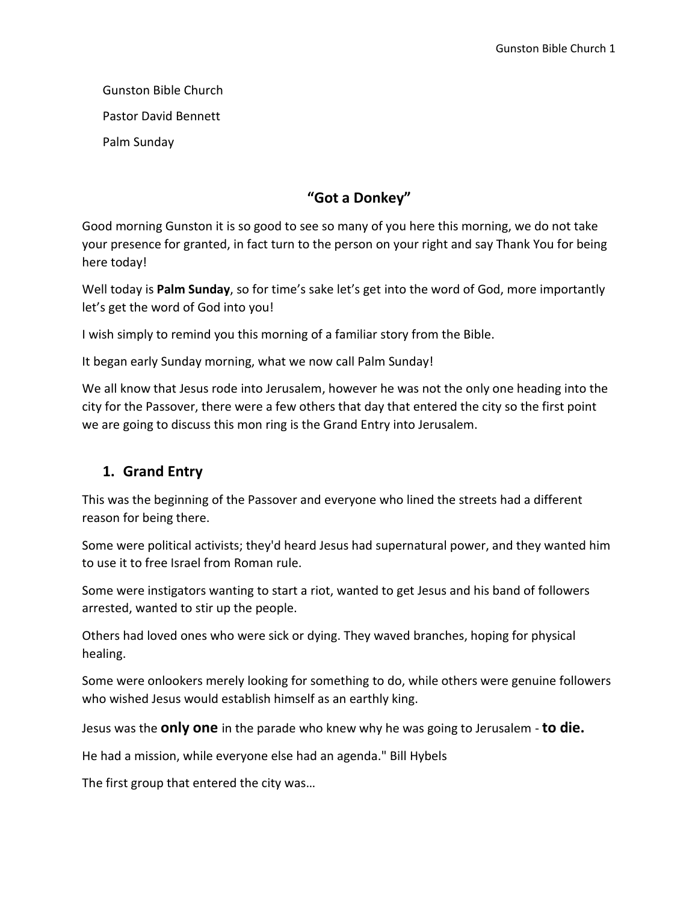Gunston Bible Church

Pastor David Bennett

Palm Sunday

## "Got a Donkey"

Good morning Gunston it is so good to see so many of you here this morning, we do not take your presence for granted, in fact turn to the person on your right and say Thank You for being here today!

Well today is **Palm Sunday**, so for time's sake let's get into the word of God, more importantly let's get the word of God into you!

I wish simply to remind you this morning of a familiar story from the Bible.

It began early Sunday morning, what we now call Palm Sunday!

We all know that Jesus rode into Jerusalem, however he was not the only one heading into the city for the Passover, there were a few others that day that entered the city so the first point we are going to discuss this mon ring is the Grand Entry into Jerusalem.

### 1. Grand Entry

This was the beginning of the Passover and everyone who lined the streets had a different reason for being there.

Some were political activists; they'd heard Jesus had supernatural power, and they wanted him to use it to free Israel from Roman rule.

Some were instigators wanting to start a riot, wanted to get Jesus and his band of followers arrested, wanted to stir up the people.

Others had loved ones who were sick or dying. They waved branches, hoping for physical healing.

Some were onlookers merely looking for something to do, while others were genuine followers who wished Jesus would establish himself as an earthly king.

Jesus was the **only one** in the parade who knew why he was going to Jerusalem - **to die.**

He had a mission, while everyone else had an agenda." Bill Hybels

The first group that entered the city was…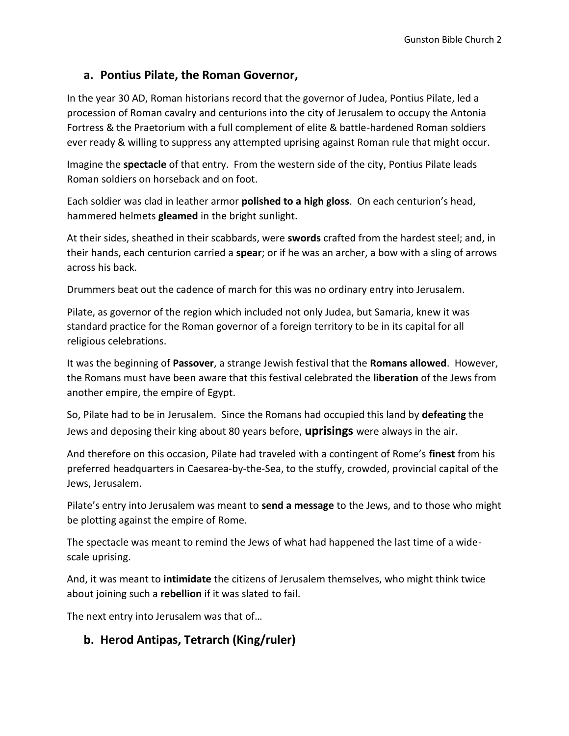## a. Pontius Pilate, the Roman Governor,

In the year 30 AD, Roman historians record that the governor of Judea, Pontius Pilate, led a procession of Roman cavalry and centurions into the city of Jerusalem to occupy the Antonia Fortress & the Praetorium with a full complement of elite & battle-hardened Roman soldiers ever ready & willing to suppress any attempted uprising against Roman rule that might occur.

Imagine the **spectacle** of that entry. From the western side of the city, Pontius Pilate leads Roman soldiers on horseback and on foot.

Each soldier was clad in leather armor **polished to a high gloss**. On each centurion's head, hammered helmets **gleamed** in the bright sunlight.

At their sides, sheathed in their scabbards, were **swords** crafted from the hardest steel; and, in their hands, each centurion carried a **spear**; or if he was an archer, a bow with a sling of arrows across his back.

Drummers beat out the cadence of march for this was no ordinary entry into Jerusalem.

Pilate, as governor of the region which included not only Judea, but Samaria, knew it was standard practice for the Roman governor of a foreign territory to be in its capital for all religious celebrations.

It was the beginning of **Passover**, a strange Jewish festival that the **Romans allowed**. However, the Romans must have been aware that this festival celebrated the **liberation** of the Jews from another empire, the empire of Egypt.

So, Pilate had to be in Jerusalem. Since the Romans had occupied this land by **defeating** the Jews and deposing their king about 80 years before, **uprisings** were always in the air.

And therefore on this occasion, Pilate had traveled with a contingent of Rome's **finest** from his preferred headquarters in Caesarea-by-the-Sea, to the stuffy, crowded, provincial capital of the Jews, Jerusalem.

Pilate's entry into Jerusalem was meant to **send a message** to the Jews, and to those who might be plotting against the empire of Rome.

The spectacle was meant to remind the Jews of what had happened the last time of a wide-scale uprising.

And, it was meant to **intimidate** the citizens of Jerusalem themselves, who might think twice about joining such a **rebellion** if it was slated to fail.

The next entry into Jerusalem was that of…

## b. Herod Antipas, Tetrarch (King/ruler)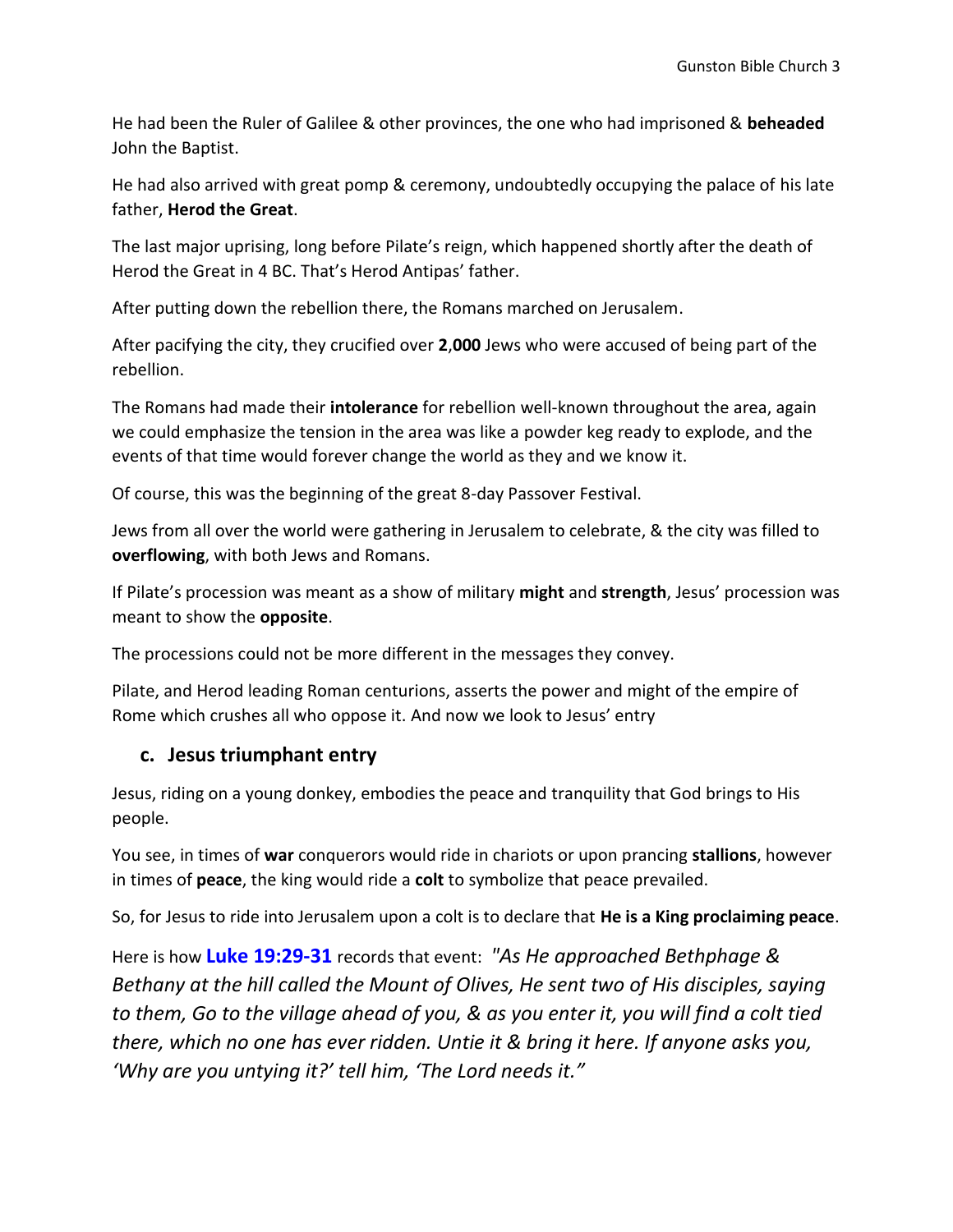He had been the Ruler of Galilee & other provinces, the one who had imprisoned & **beheaded** John the Baptist.

He had also arrived with great pomp & ceremony, undoubtedly occupying the palace of his late father, **Herod the Great**.

The last major uprising, long before Pilate's reign, which happened shortly after the death of Herod the Great in 4 BC. That's Herod Antipas' father.

After putting down the rebellion there, the Romans marched on Jerusalem.

After pacifying the city, they crucified over **2**,**000** Jews who were accused of being part of the rebellion.

The Romans had made their **intolerance** for rebellion well-known throughout the area, again we could emphasize the tension in the area was like a powder keg ready to explode, and the events of that time would forever change the world as they and we know it.

Of course, this was the beginning of the great 8-day Passover Festival.

Jews from all over the world were gathering in Jerusalem to celebrate, & the city was filled to **overflowing**, with both Jews and Romans.

If Pilate's procession was meant as a show of military **might** and **strength**, Jesus' procession was meant to show the **opposite**.

The processions could not be more different in the messages they convey.

Pilate, and Herod leading Roman centurions, asserts the power and might of the empire of Rome which crushes all who oppose it. And now we look to Jesus' entry

### c. Jesus triumphant entry

Jesus, riding on a young donkey, embodies the peace and tranquility that God brings to His people.

You see, in times of **war** conquerors would ride in chariots or upon prancing **stallions**, however in times of **peace**, the king would ride a **colt** to symbolize that peace prevailed.

So, for Jesus to ride into Jerusalem upon a colt is to declare that **He is a King proclaiming peace**.

Here is how **Luke 19:29-31** records that event: *"As He approached Bethphage & Bethany at the hill called the Mount of Olives, He sent two of His disciples, saying to them, Go to the village ahead of you, & as you enter it, you will find a colt tied there, which no one has ever ridden. Untie it & bring it here. If anyone asks you, 'Why are you untying it?' tell him, 'The Lord needs it."*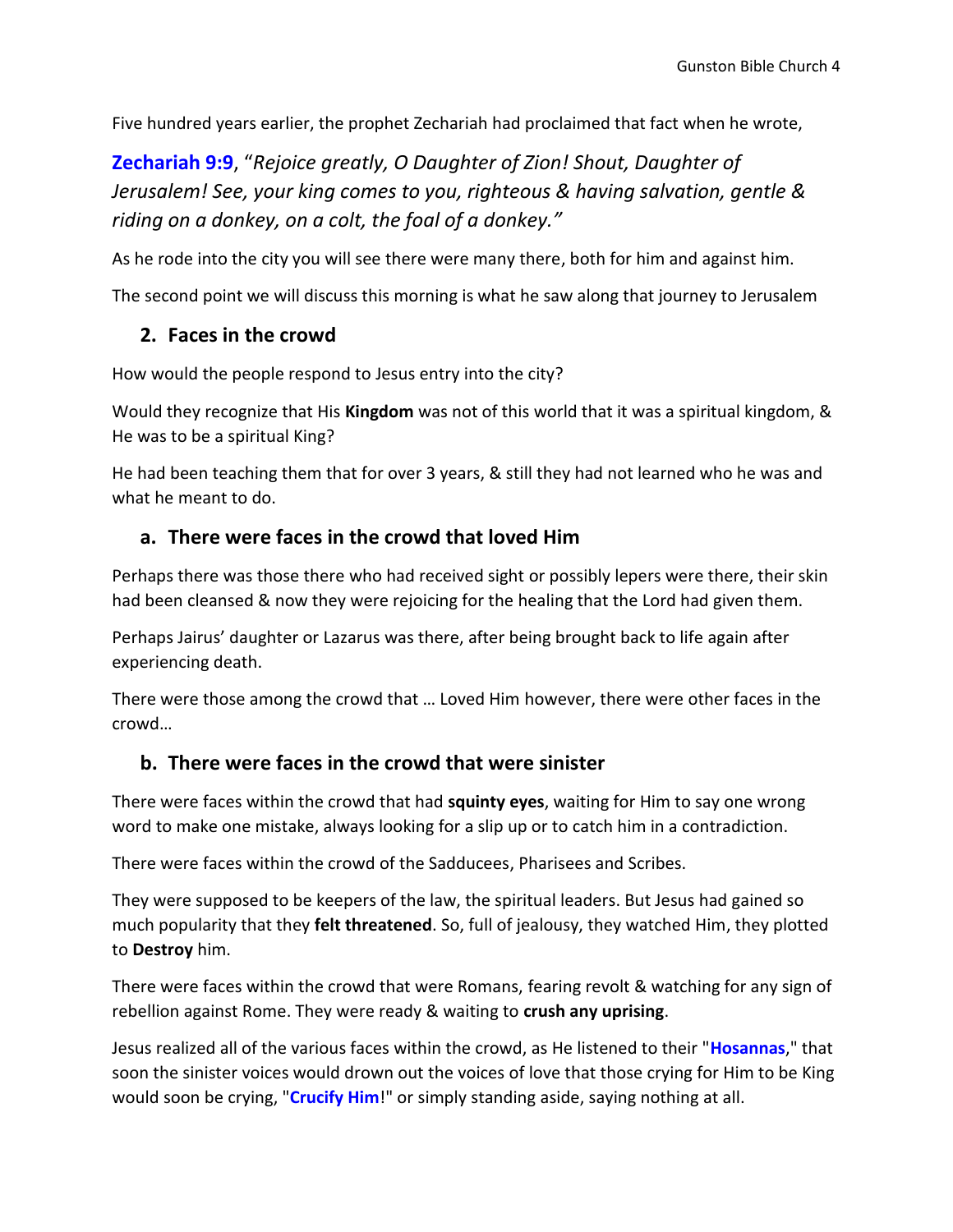Five hundred years earlier, the prophet Zechariah had proclaimed that fact when he wrote,

**Zechariah 9:9**, "*Rejoice greatly, O Daughter of Zion! Shout, Daughter of Jerusalem! See, your king comes to you, righteous & having salvation, gentle & riding on a donkey, on a colt, the foal of a donkey."*

As he rode into the city you will see there were many there, both for him and against him.

The second point we will discuss this morning is what he saw along that journey to Jerusalem

## 2. Faces in the crowd

How would the people respond to Jesus entry into the city?

Would they recognize that His **Kingdom** was not of this world that it was a spiritual kingdom, & He was to be a spiritual King?

He had been teaching them that for over 3 years, & still they had not learned who he was and what he meant to do.

### a. There were faces in the crowd that loved Him

Perhaps there was those there who had received sight or possibly lepers were there, their skin had been cleansed & now they were rejoicing for the healing that the Lord had given them.

Perhaps Jairus' daughter or Lazarus was there, after being brought back to life again after experiencing death.

There were those among the crowd that … Loved Him however, there were other faces in the crowd…

### b. There were faces in the crowd that were sinister

There were faces within the crowd that had **squinty eyes**, waiting for Him to say one wrong word to make one mistake, always looking for a slip up or to catch him in a contradiction.

There were faces within the crowd of the Sadducees, Pharisees and Scribes.

They were supposed to be keepers of the law, the spiritual leaders. But Jesus had gained so much popularity that they **felt threatened**. So, full of jealousy, they watched Him, they plotted to **Destroy** him.

There were faces within the crowd that were Romans, fearing revolt & watching for any sign of rebellion against Rome. They were ready & waiting to **crush any uprising**.

Jesus realized all of the various faces within the crowd, as He listened to their "**Hosannas**," that soon the sinister voices would drown out the voices of love that those crying for Him to be King would soon be crying, "**Crucify Him**!" or simply standing aside, saying nothing at all.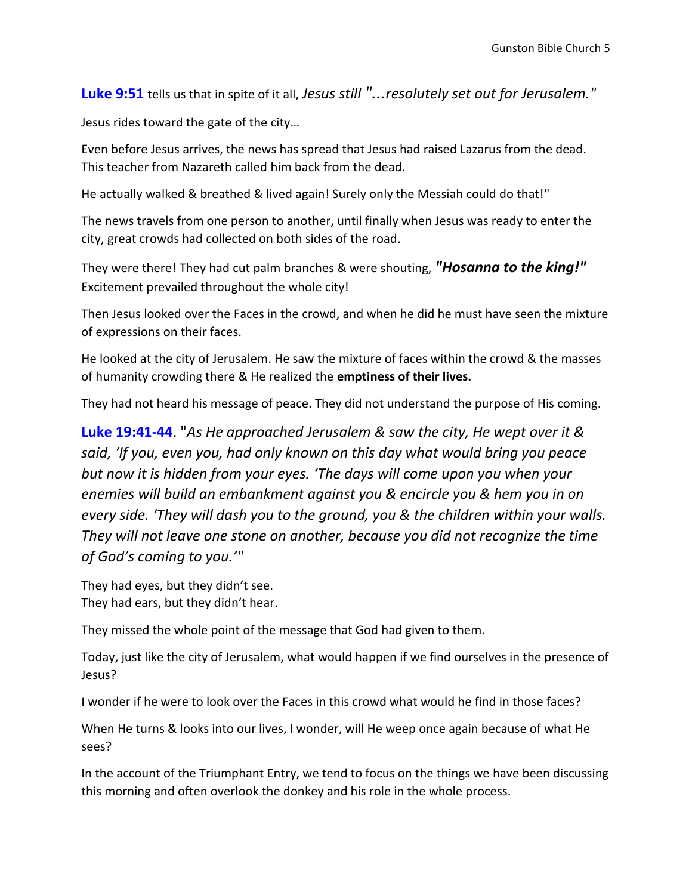**Luke 9:51** tells us that in spite of it all, *Jesus still "...resolutely set out for Jerusalem."*

Jesus rides toward the gate of the city…

Even before Jesus arrives, the news has spread that Jesus had raised Lazarus from the dead. This teacher from Nazareth called him back from the dead.

He actually walked & breathed & lived again! Surely only the Messiah could do that!"

The news travels from one person to another, until finally when Jesus was ready to enter the city, great crowds had collected on both sides of the road.

They were there! They had cut palm branches & were shouting, ***"Hosanna to the king!"*** Excitement prevailed throughout the whole city!

Then Jesus looked over the Faces in the crowd, and when he did he must have seen the mixture of expressions on their faces.

He looked at the city of Jerusalem. He saw the mixture of faces within the crowd & the masses of humanity crowding there & He realized the **emptiness of their lives.**

They had not heard his message of peace. They did not understand the purpose of His coming.

**Luke 19:41-44**. "*As He approached Jerusalem & saw the city, He wept over it & said, 'If you, even you, had only known on this day what would bring you peace but now it is hidden from your eyes. 'The days will come upon you when your enemies will build an embankment against you & encircle you & hem you in on every side. 'They will dash you to the ground, you & the children within your walls. They will not leave one stone on another, because you did not recognize the time of God's coming to you.'*"

They had eyes, but they didn't see.  
They had ears, but they didn't hear.

They missed the whole point of the message that God had given to them.

Today, just like the city of Jerusalem, what would happen if we find ourselves in the presence of Jesus?

I wonder if he were to look over the Faces in this crowd what would he find in those faces?

When He turns & looks into our lives, I wonder, will He weep once again because of what He sees?

In the account of the Triumphant Entry, we tend to focus on the things we have been discussing this morning and often overlook the donkey and his role in the whole process.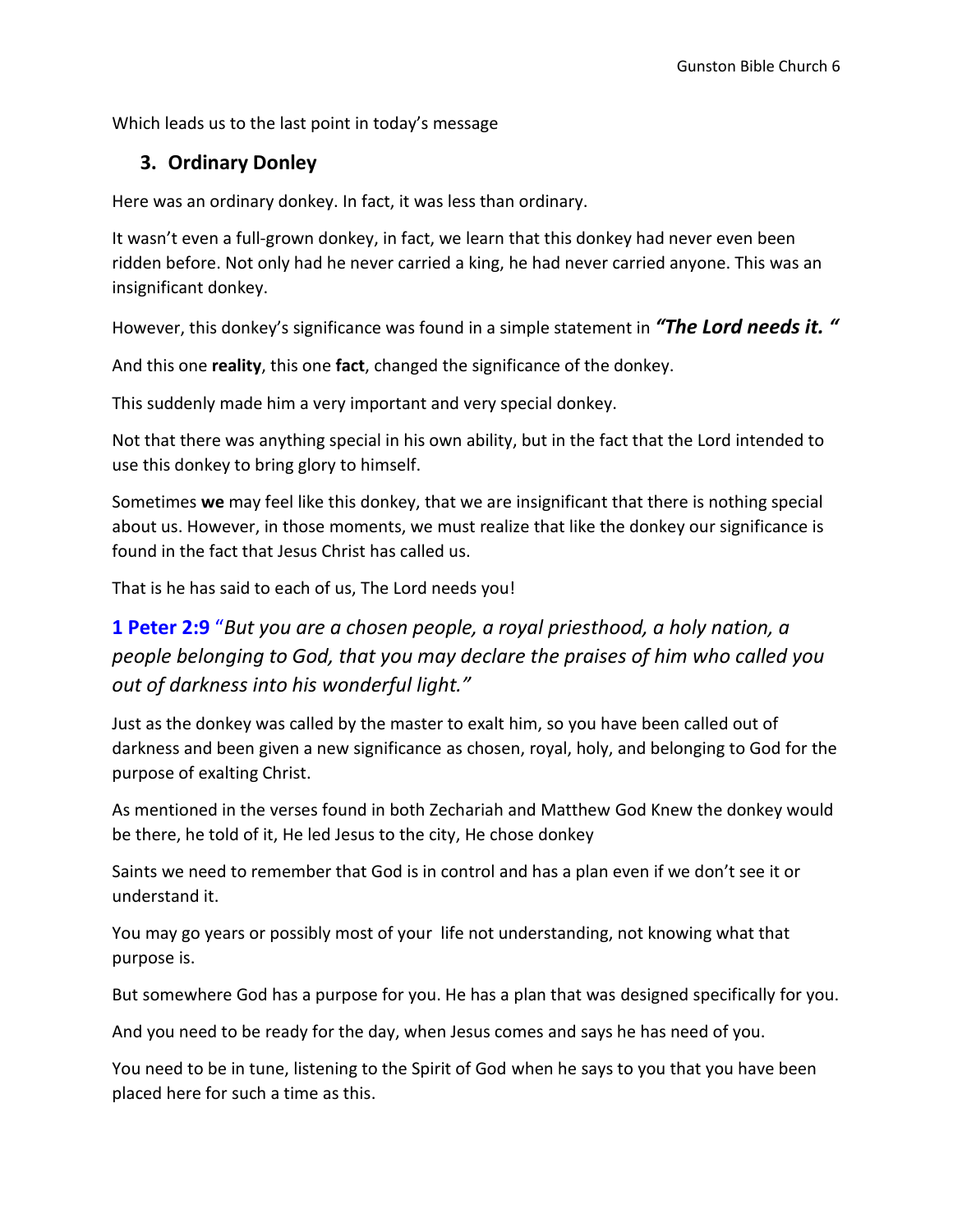Which leads us to the last point in today's message

## 3. Ordinary Donley

Here was an ordinary donkey. In fact, it was less than ordinary.

It wasn't even a full-grown donkey, in fact, we learn that this donkey had never even been ridden before. Not only had he never carried a king, he had never carried anyone. This was an insignificant donkey.

However, this donkey's significance was found in a simple statement in ***"The Lord needs it. "***

And this one **reality**, this one **fact**, changed the significance of the donkey.

This suddenly made him a very important and very special donkey.

Not that there was anything special in his own ability, but in the fact that the Lord intended to use this donkey to bring glory to himself.

Sometimes **we** may feel like this donkey, that we are insignificant that there is nothing special about us. However, in those moments, we must realize that like the donkey our significance is found in the fact that Jesus Christ has called us.

That is he has said to each of us, The Lord needs you!

### **1 Peter 2:9** "*But you are a chosen people, a royal priesthood, a holy nation, a people belonging to God, that you may declare the praises of him who called you out of darkness into his wonderful light."*

Just as the donkey was called by the master to exalt him, so you have been called out of darkness and been given a new significance as chosen, royal, holy, and belonging to God for the purpose of exalting Christ.

As mentioned in the verses found in both Zechariah and Matthew God Knew the donkey would be there, he told of it, He led Jesus to the city, He chose donkey

Saints we need to remember that God is in control and has a plan even if we don't see it or understand it.

You may go years or possibly most of your life not understanding, not knowing what that purpose is.

But somewhere God has a purpose for you. He has a plan that was designed specifically for you.

And you need to be ready for the day, when Jesus comes and says he has need of you.

You need to be in tune, listening to the Spirit of God when he says to you that you have been placed here for such a time as this.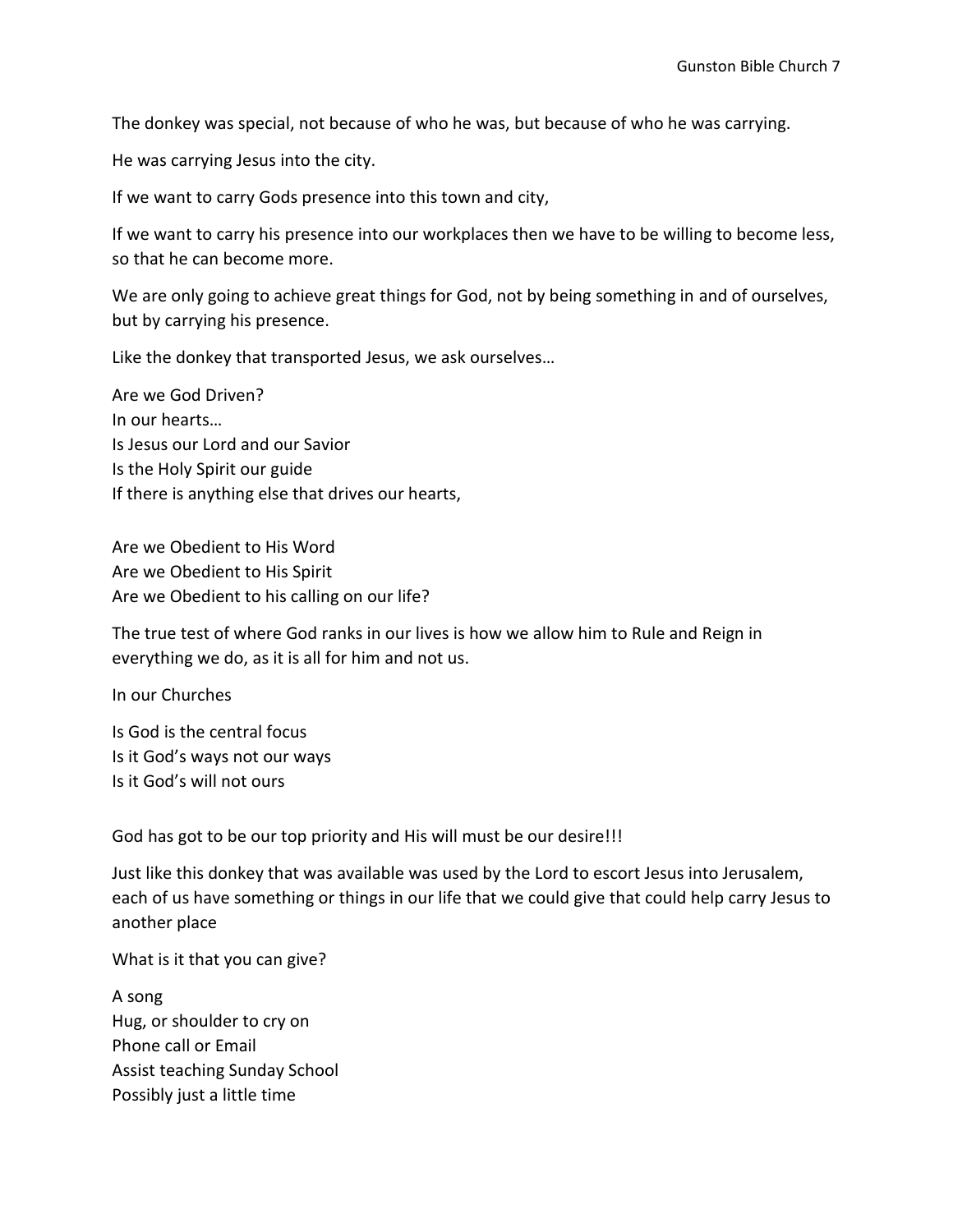The donkey was special, not because of who he was, but because of who he was carrying.

He was carrying Jesus into the city.

If we want to carry Gods presence into this town and city,

If we want to carry his presence into our workplaces then we have to be willing to become less, so that he can become more.

We are only going to achieve great things for God, not by being something in and of ourselves, but by carrying his presence.

Like the donkey that transported Jesus, we ask ourselves…

Are we God Driven?
In our hearts…
Is Jesus our Lord and our Savior
Is the Holy Spirit our guide
If there is anything else that drives our hearts,

Are we Obedient to His Word
Are we Obedient to His Spirit
Are we Obedient to his calling on our life?

The true test of where God ranks in our lives is how we allow him to Rule and Reign in everything we do, as it is all for him and not us.

In our Churches

Is God is the central focus
Is it God's ways not our ways
Is it God's will not ours

God has got to be our top priority and His will must be our desire!!!

Just like this donkey that was available was used by the Lord to escort Jesus into Jerusalem, each of us have something or things in our life that we could give that could help carry Jesus to another place

What is it that you can give?

A song
Hug, or shoulder to cry on
Phone call or Email
Assist teaching Sunday School
Possibly just a little time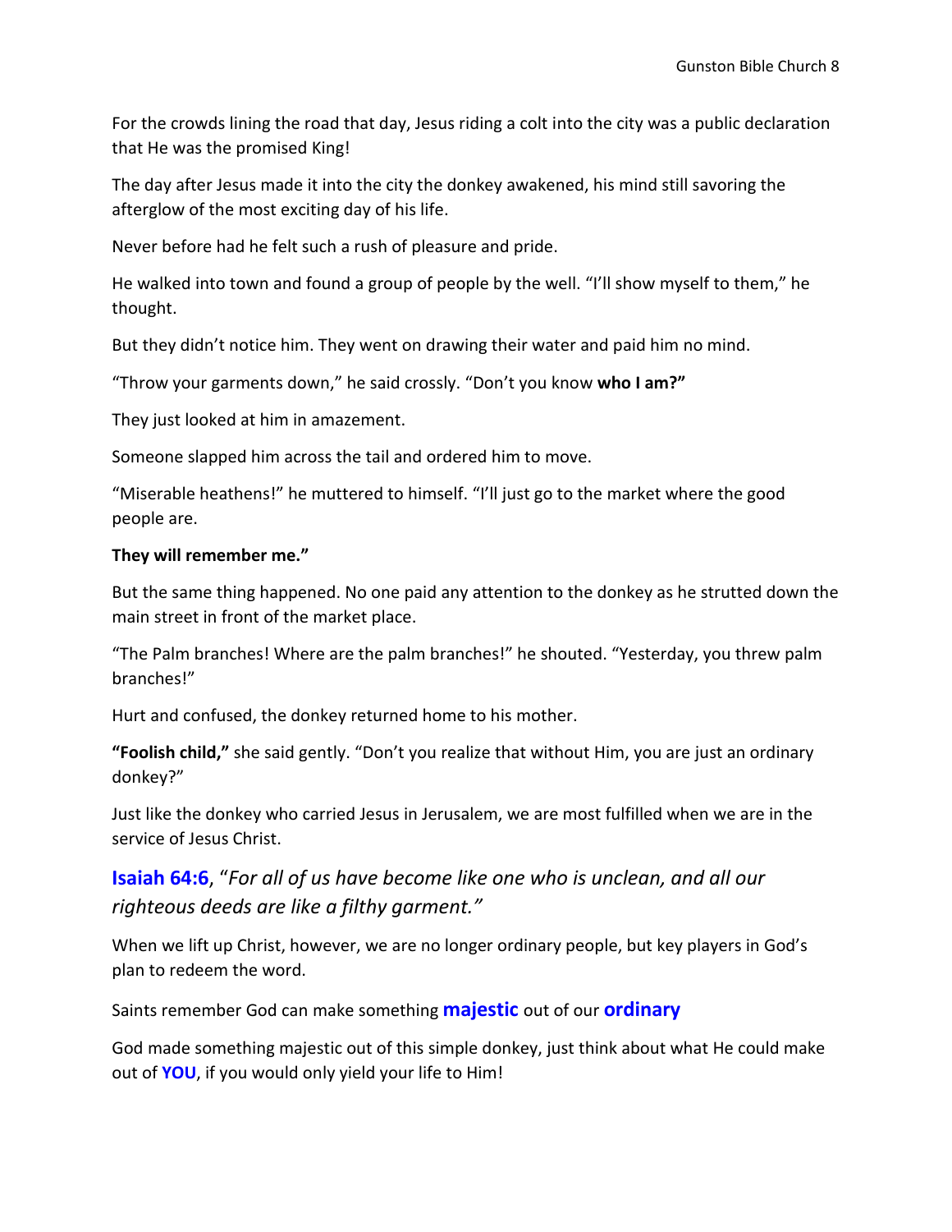For the crowds lining the road that day, Jesus riding a colt into the city was a public declaration that He was the promised King!

The day after Jesus made it into the city the donkey awakened, his mind still savoring the afterglow of the most exciting day of his life.

Never before had he felt such a rush of pleasure and pride.

He walked into town and found a group of people by the well. "I'll show myself to them," he thought.

But they didn't notice him. They went on drawing their water and paid him no mind.

"Throw your garments down," he said crossly. "Don't you know **who I am?"**

They just looked at him in amazement.

Someone slapped him across the tail and ordered him to move.

"Miserable heathens!" he muttered to himself. "I'll just go to the market where the good people are.

**They will remember me."**

But the same thing happened. No one paid any attention to the donkey as he strutted down the main street in front of the market place.

"The Palm branches! Where are the palm branches!" he shouted. "Yesterday, you threw palm branches!"

Hurt and confused, the donkey returned home to his mother.

**"Foolish child,"** she said gently. "Don't you realize that without Him, you are just an ordinary donkey?"

Just like the donkey who carried Jesus in Jerusalem, we are most fulfilled when we are in the service of Jesus Christ.

### **Isaiah 64:6**, "*For all of us have become like one who is unclean, and all our righteous deeds are like a filthy garment.*"

When we lift up Christ, however, we are no longer ordinary people, but key players in God's plan to redeem the word.

Saints remember God can make something **majestic** out of our **ordinary**

God made something majestic out of this simple donkey, just think about what He could make out of **YOU**, if you would only yield your life to Him!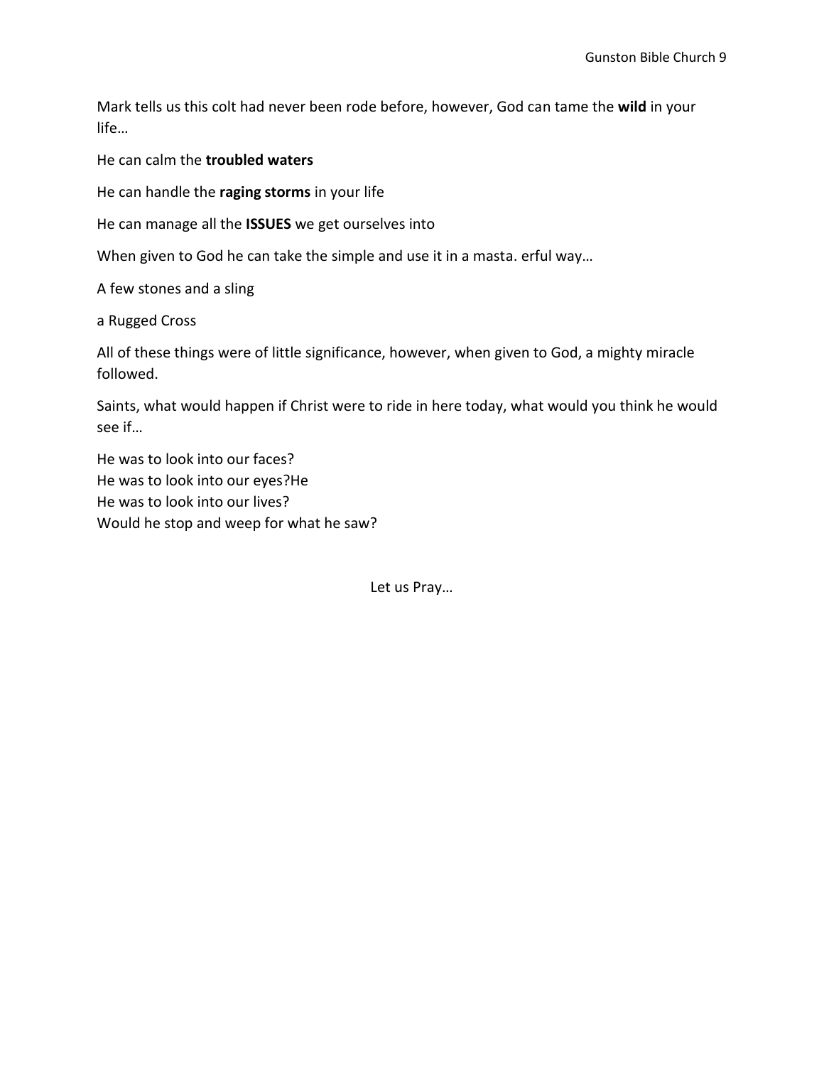Mark tells us this colt had never been rode before, however, God can tame the **wild** in your life…

He can calm the **troubled waters**

He can handle the **raging storms** in your life

He can manage all the **ISSUES** we get ourselves into

When given to God he can take the simple and use it in a masta. erful way…

A few stones and a sling

a Rugged Cross

All of these things were of little significance, however, when given to God, a mighty miracle followed.

Saints, what would happen if Christ were to ride in here today, what would you think he would see if…

He was to look into our faces?
He was to look into our eyes?He
He was to look into our lives?
Would he stop and weep for what he saw?

Let us Pray…